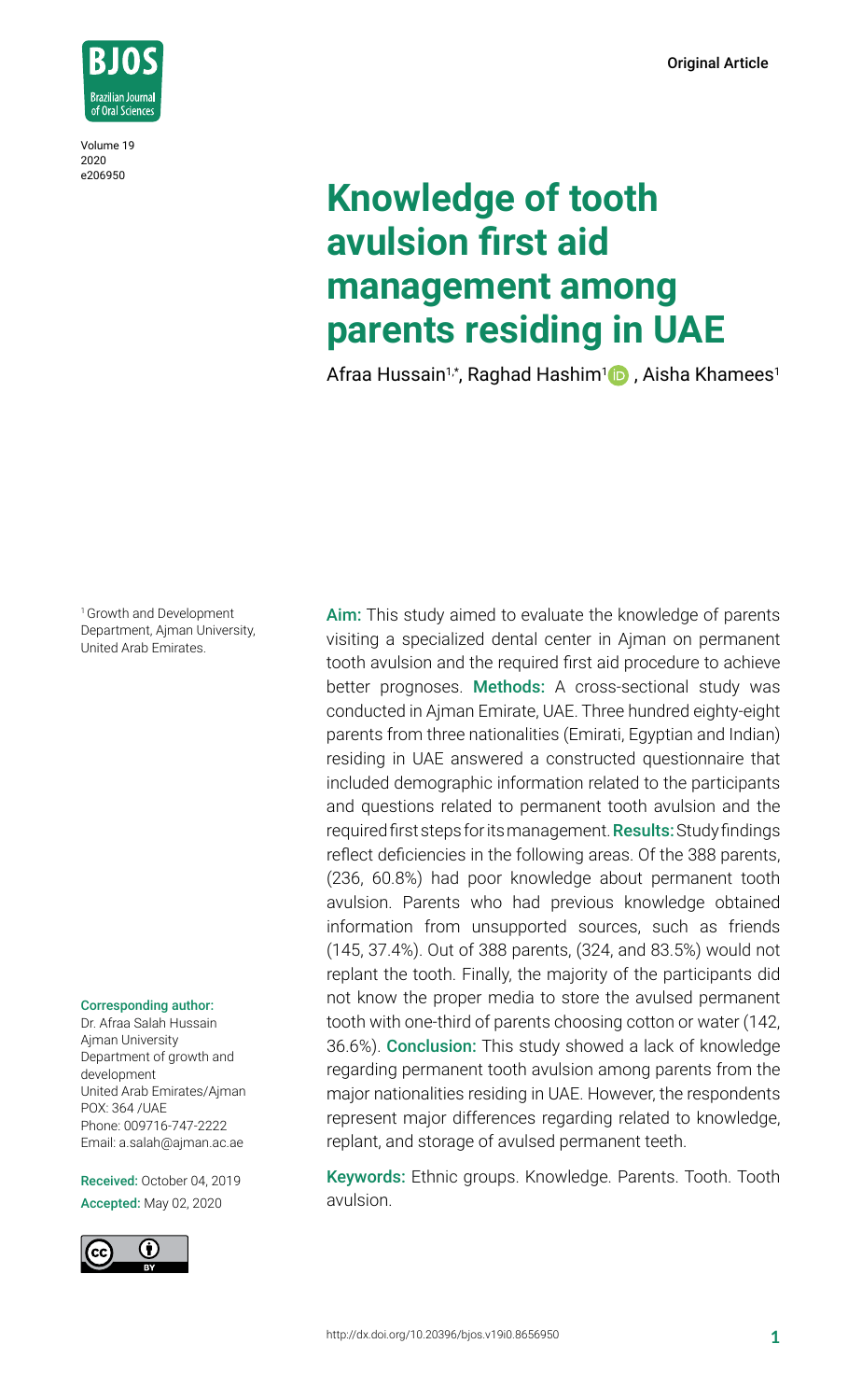Original Article

# Knowledge of tooth avulsion first aid management among parents residing in UAE

Afraa Hussain[1,*], Raghad Hashim[1], Aisha Khamees[1]

[1] Growth and Development Department, Ajman University, United Arab Emirates.

**Corresponding author:**
Dr. Afraa Salah Hussain
Ajman University
Department of growth and development
United Arab Emirates/Ajman
POX: 364 /UAE
Phone: 009716-747-2222
Email: a.salah@ajman.ac.ae

**Received:** October 04, 2019
**Accepted:** May 02, 2020

**Aim:** This study aimed to evaluate the knowledge of parents visiting a specialized dental center in Ajman on permanent tooth avulsion and the required first aid procedure to achieve better prognoses. **Methods:** A cross-sectional study was conducted in Ajman Emirate, UAE. Three hundred eighty-eight parents from three nationalities (Emirati, Egyptian and Indian) residing in UAE answered a constructed questionnaire that included demographic information related to the participants and questions related to permanent tooth avulsion and the required first steps for its management. **Results:** Study findings reflect deficiencies in the following areas. Of the 388 parents, (236, 60.8%) had poor knowledge about permanent tooth avulsion. Parents who had previous knowledge obtained information from unsupported sources, such as friends (145, 37.4%). Out of 388 parents, (324, and 83.5%) would not replant the tooth. Finally, the majority of the participants did not know the proper media to store the avulsed permanent tooth with one-third of parents choosing cotton or water (142, 36.6%). **Conclusion:** This study showed a lack of knowledge regarding permanent tooth avulsion among parents from the major nationalities residing in UAE. However, the respondents represent major differences regarding related to knowledge, replant, and storage of avulsed permanent teeth.

**Keywords:** Ethnic groups. Knowledge. Parents. Tooth. Tooth avulsion.

http://dx.doi.org/10.20396/bjos.v19i0.8656950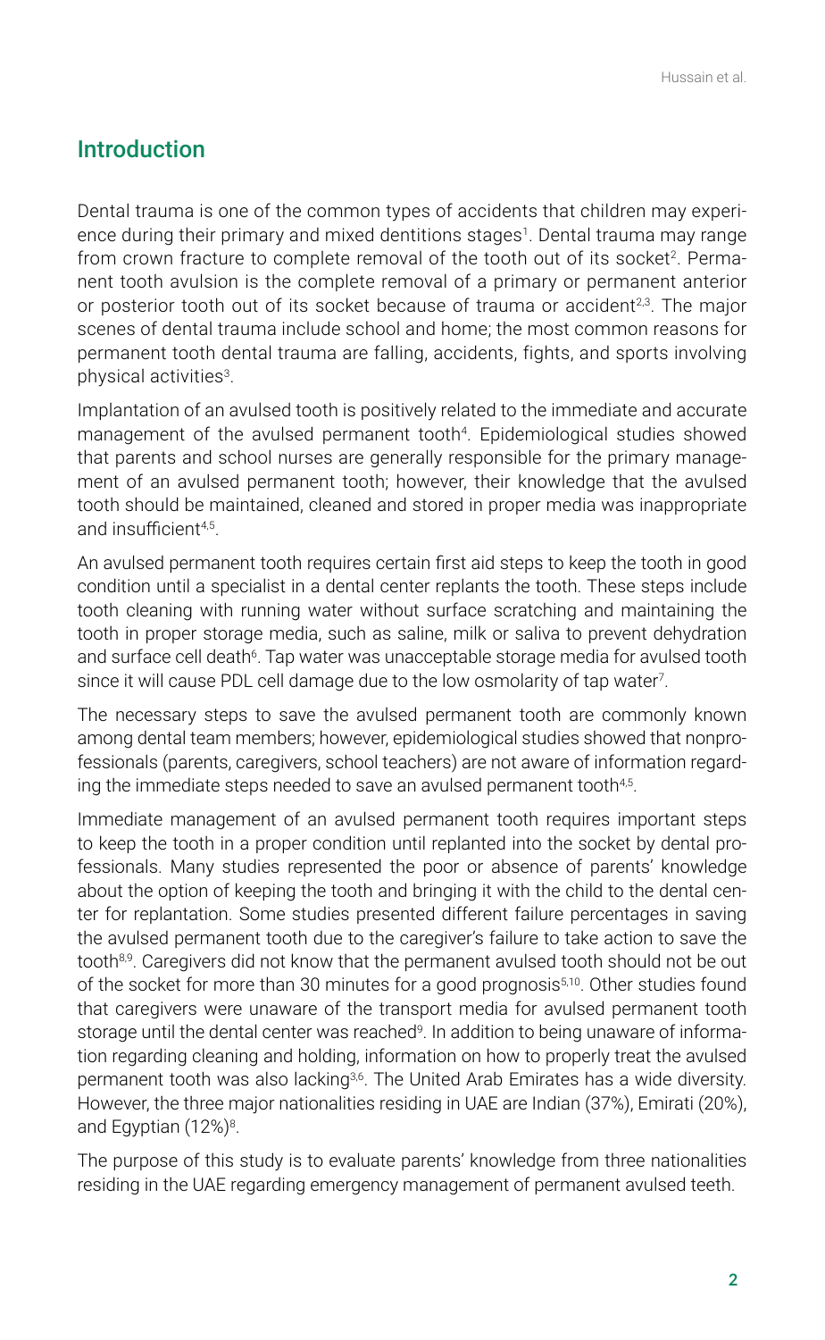## Introduction

Dental trauma is one of the common types of accidents that children may experience during their primary and mixed dentitions stages[1]. Dental trauma may range from crown fracture to complete removal of the tooth out of its socket[2]. Permanent tooth avulsion is the complete removal of a primary or permanent anterior or posterior tooth out of its socket because of trauma or accident[2,3]. The major scenes of dental trauma include school and home; the most common reasons for permanent tooth dental trauma are falling, accidents, fights, and sports involving physical activities[3].

Implantation of an avulsed tooth is positively related to the immediate and accurate management of the avulsed permanent tooth[4]. Epidemiological studies showed that parents and school nurses are generally responsible for the primary management of an avulsed permanent tooth; however, their knowledge that the avulsed tooth should be maintained, cleaned and stored in proper media was inappropriate and insufficient[4,5].

An avulsed permanent tooth requires certain first aid steps to keep the tooth in good condition until a specialist in a dental center replants the tooth. These steps include tooth cleaning with running water without surface scratching and maintaining the tooth in proper storage media, such as saline, milk or saliva to prevent dehydration and surface cell death[6]. Tap water was unacceptable storage media for avulsed tooth since it will cause PDL cell damage due to the low osmolarity of tap water[7].

The necessary steps to save the avulsed permanent tooth are commonly known among dental team members; however, epidemiological studies showed that nonprofessionals (parents, caregivers, school teachers) are not aware of information regarding the immediate steps needed to save an avulsed permanent tooth[4,5].

Immediate management of an avulsed permanent tooth requires important steps to keep the tooth in a proper condition until replanted into the socket by dental professionals. Many studies represented the poor or absence of parents' knowledge about the option of keeping the tooth and bringing it with the child to the dental center for replantation. Some studies presented different failure percentages in saving the avulsed permanent tooth due to the caregiver's failure to take action to save the tooth[8,9]. Caregivers did not know that the permanent avulsed tooth should not be out of the socket for more than 30 minutes for a good prognosis[5,10]. Other studies found that caregivers were unaware of the transport media for avulsed permanent tooth storage until the dental center was reached[9]. In addition to being unaware of information regarding cleaning and holding, information on how to properly treat the avulsed permanent tooth was also lacking[3,6]. The United Arab Emirates has a wide diversity. However, the three major nationalities residing in UAE are Indian (37%), Emirati (20%), and Egyptian (12%)[8].

The purpose of this study is to evaluate parents' knowledge from three nationalities residing in the UAE regarding emergency management of permanent avulsed teeth.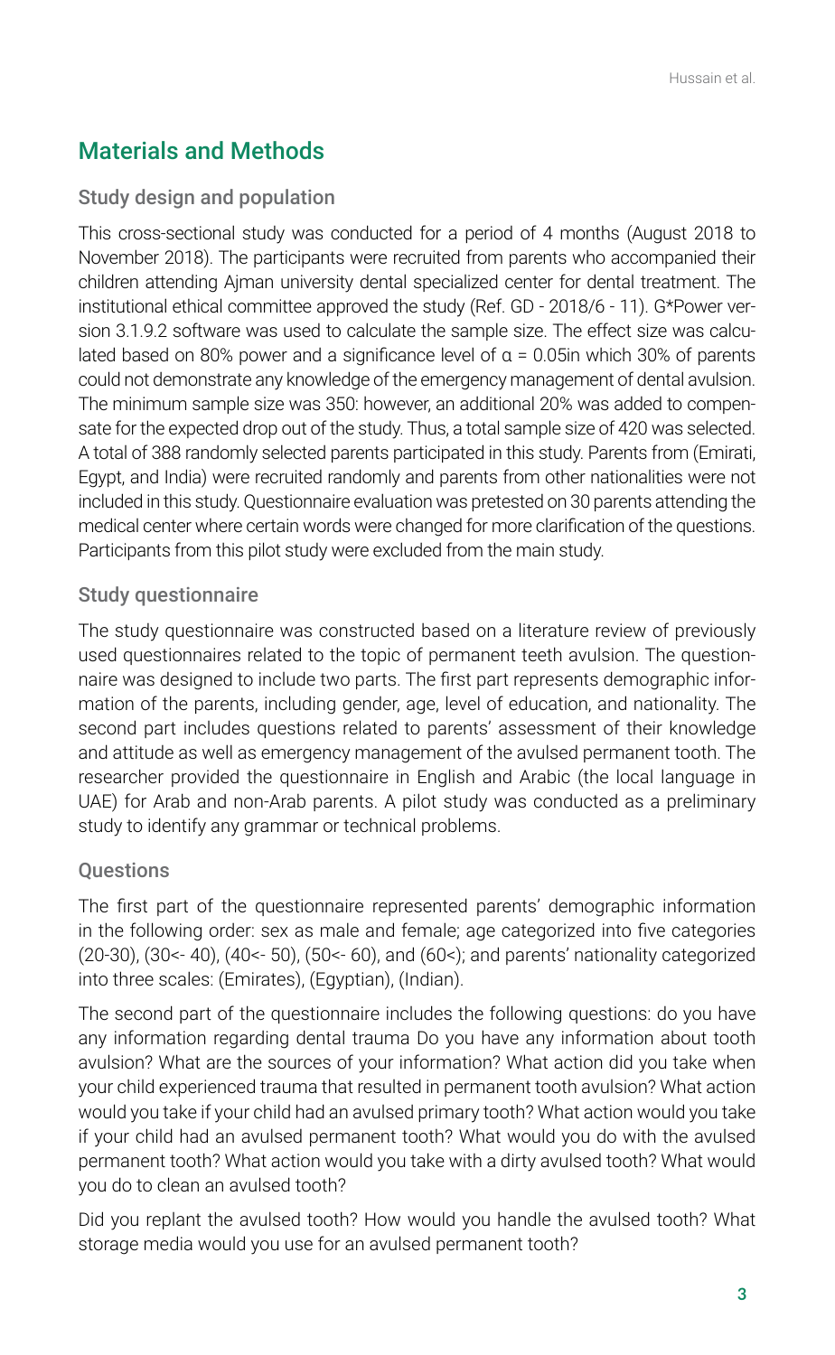## Materials and Methods

### Study design and population

This cross-sectional study was conducted for a period of 4 months (August 2018 to November 2018). The participants were recruited from parents who accompanied their children attending Ajman university dental specialized center for dental treatment. The institutional ethical committee approved the study (Ref. GD - 2018/6 - 11). G*Power version 3.1.9.2 software was used to calculate the sample size. The effect size was calculated based on 80% power and a significance level of $\alpha$ = 0.05in which 30% of parents could not demonstrate any knowledge of the emergency management of dental avulsion. The minimum sample size was 350: however, an additional 20% was added to compensate for the expected drop out of the study. Thus, a total sample size of 420 was selected. A total of 388 randomly selected parents participated in this study. Parents from (Emirati, Egypt, and India) were recruited randomly and parents from other nationalities were not included in this study. Questionnaire evaluation was pretested on 30 parents attending the medical center where certain words were changed for more clarification of the questions. Participants from this pilot study were excluded from the main study.

### Study questionnaire

The study questionnaire was constructed based on a literature review of previously used questionnaires related to the topic of permanent teeth avulsion. The questionnaire was designed to include two parts. The first part represents demographic information of the parents, including gender, age, level of education, and nationality. The second part includes questions related to parents' assessment of their knowledge and attitude as well as emergency management of the avulsed permanent tooth. The researcher provided the questionnaire in English and Arabic (the local language in UAE) for Arab and non-Arab parents. A pilot study was conducted as a preliminary study to identify any grammar or technical problems.

### Questions

The first part of the questionnaire represented parents' demographic information in the following order: sex as male and female; age categorized into five categories (20-30), (30<- 40), (40<- 50), (50<- 60), and (60<); and parents' nationality categorized into three scales: (Emirates), (Egyptian), (Indian).

The second part of the questionnaire includes the following questions: do you have any information regarding dental trauma Do you have any information about tooth avulsion? What are the sources of your information? What action did you take when your child experienced trauma that resulted in permanent tooth avulsion? What action would you take if your child had an avulsed primary tooth? What action would you take if your child had an avulsed permanent tooth? What would you do with the avulsed permanent tooth? What action would you take with a dirty avulsed tooth? What would you do to clean an avulsed tooth?

Did you replant the avulsed tooth? How would you handle the avulsed tooth? What storage media would you use for an avulsed permanent tooth?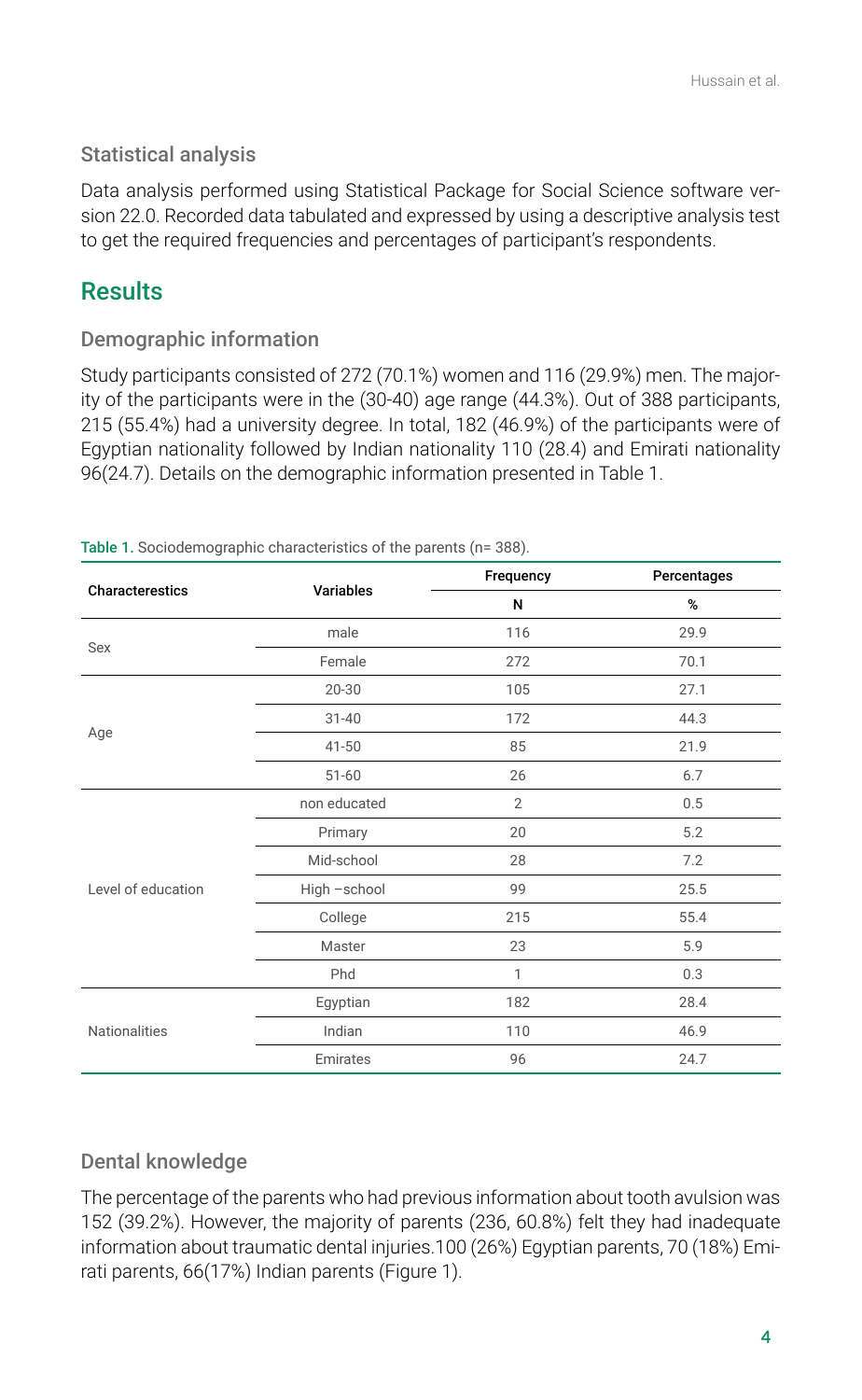### Statistical analysis

Data analysis performed using Statistical Package for Social Science software version 22.0. Recorded data tabulated and expressed by using a descriptive analysis test to get the required frequencies and percentages of participant's respondents.

## Results

### Demographic information

Study participants consisted of 272 (70.1%) women and 116 (29.9%) men. The majority of the participants were in the (30-40) age range (44.3%). Out of 388 participants, 215 (55.4%) had a university degree. In total, 182 (46.9%) of the participants were of Egyptian nationality followed by Indian nationality 110 (28.4) and Emirati nationality 96(24.7). Details on the demographic information presented in Table 1.

Table 1. Sociodemographic characteristics of the parents (n= 388).

| Characterestics | Variables | Frequency | Percentages |
|---|---|---|---|
| | | N | % |
| Sex | male | 116 | 29.9 |
| | Female | 272 | 70.1 |
| Age | 20-30 | 105 | 27.1 |
| | 31-40 | 172 | 44.3 |
| | 41-50 | 85 | 21.9 |
| | 51-60 | 26 | 6.7 |
| Level of education | non educated | 2 | 0.5 |
| | Primary | 20 | 5.2 |
| | Mid-school | 28 | 7.2 |
| | High –school | 99 | 25.5 |
| | College | 215 | 55.4 |
| | Master | 23 | 5.9 |
| | Phd | 1 | 0.3 |
| Nationalities | Egyptian | 182 | 28.4 |
| | Indian | 110 | 46.9 |
| | Emirates | 96 | 24.7 |

### Dental knowledge

The percentage of the parents who had previous information about tooth avulsion was 152 (39.2%). However, the majority of parents (236, 60.8%) felt they had inadequate information about traumatic dental injuries.100 (26%) Egyptian parents, 70 (18%) Emirati parents, 66(17%) Indian parents (Figure 1).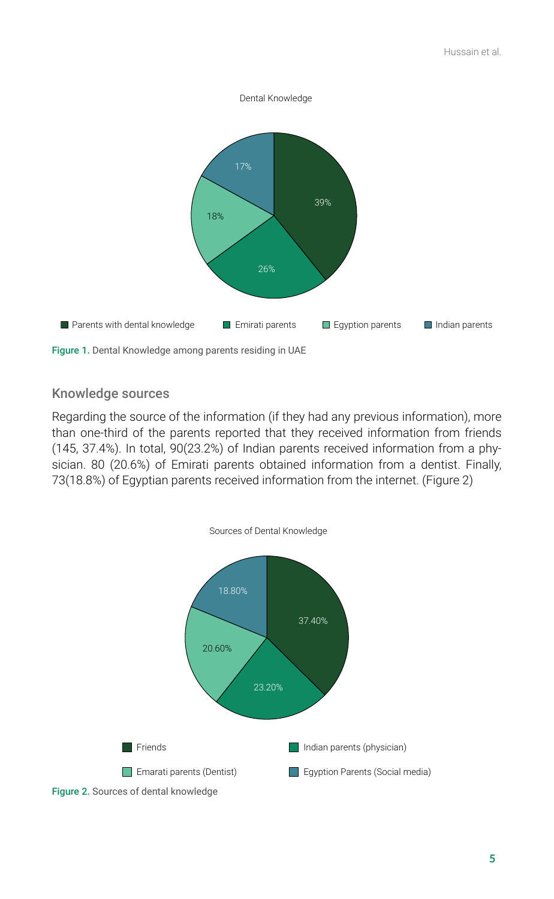Dental Knowledge

- Parents with dental knowledge: 39%
- Emirati parents: 26%
- Egyption parents: 18%
- Indian parents: 17%

Figure 1. Dental Knowledge among parents residing in UAE

## Knowledge sources

Regarding the source of the information (if they had any previous information), more than one-third of the parents reported that they received information from friends (145, 37.4%). In total, 90(23.2%) of Indian parents received information from a physician. 80 (20.6%) of Emirati parents obtained information from a dentist. Finally, 73(18.8%) of Egyptian parents received information from the internet. (Figure 2)

Sources of Dental Knowledge

- Friends: 37.40%
- Indian parents (physician): 23.20%
- Emarati parents (Dentist): 20.60%
- Egyption Parents (Social media): 18.80%

Figure 2. Sources of dental knowledge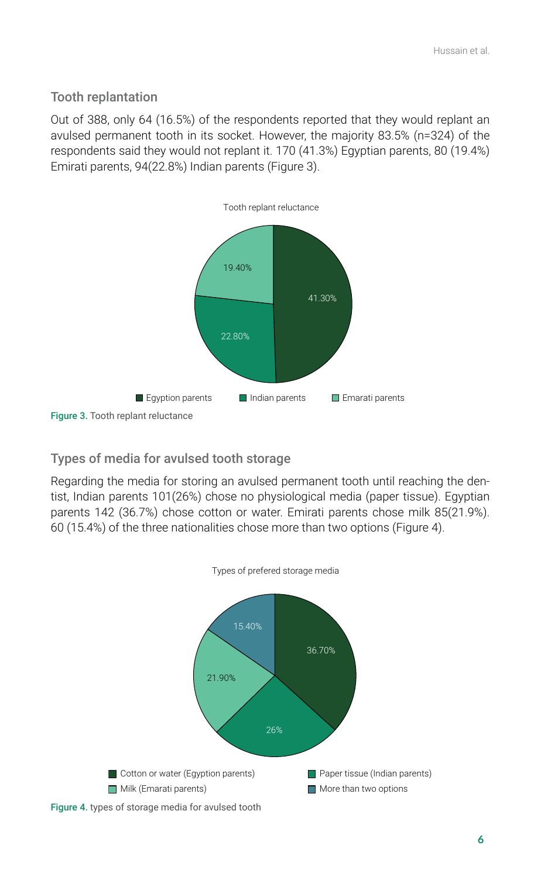### Tooth replantation

Out of 388, only 64 (16.5%) of the respondents reported that they would replant an avulsed permanent tooth in its socket. However, the majority 83.5% (n=324) of the respondents said they would not replant it. 170 (41.3%) Egyptian parents, 80 (19.4%) Emirati parents, 94(22.8%) Indian parents (Figure 3).

Figure 3. Tooth replant reluctance

### Types of media for avulsed tooth storage

Regarding the media for storing an avulsed permanent tooth until reaching the dentist, Indian parents 101(26%) chose no physiological media (paper tissue). Egyptian parents 142 (36.7%) chose cotton or water. Emirati parents chose milk 85(21.9%). 60 (15.4%) of the three nationalities chose more than two options (Figure 4).

Figure 4. types of storage media for avulsed tooth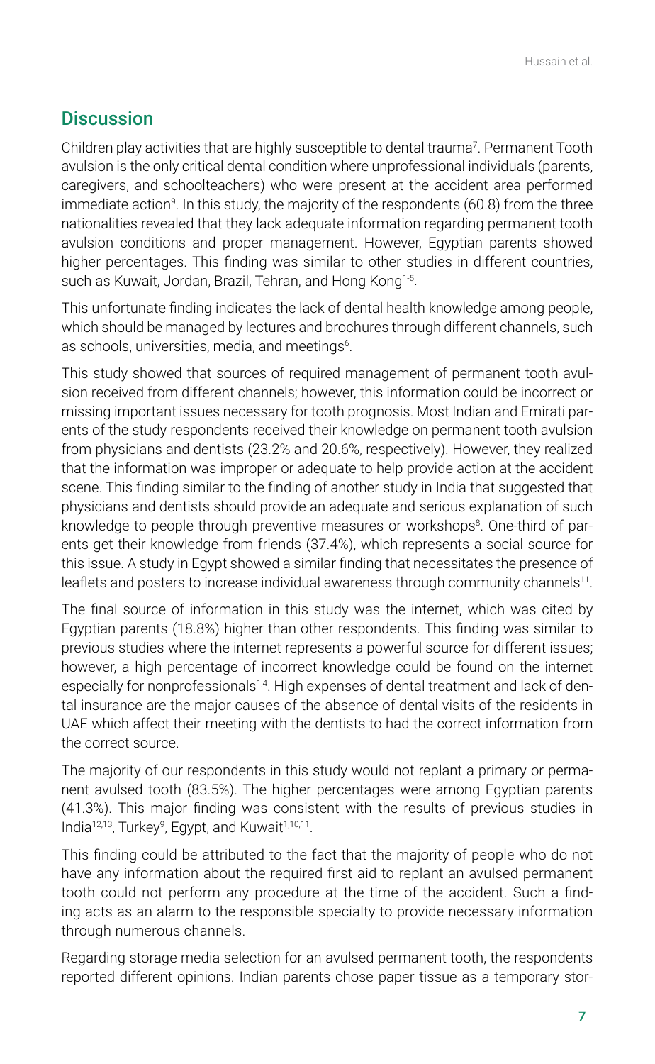## Discussion

Children play activities that are highly susceptible to dental trauma[7]. Permanent Tooth avulsion is the only critical dental condition where unprofessional individuals (parents, caregivers, and schoolteachers) who were present at the accident area performed immediate action[9]. In this study, the majority of the respondents (60.8) from the three nationalities revealed that they lack adequate information regarding permanent tooth avulsion conditions and proper management. However, Egyptian parents showed higher percentages. This finding was similar to other studies in different countries, such as Kuwait, Jordan, Brazil, Tehran, and Hong Kong[1-5].

This unfortunate finding indicates the lack of dental health knowledge among people, which should be managed by lectures and brochures through different channels, such as schools, universities, media, and meetings[6].

This study showed that sources of required management of permanent tooth avulsion received from different channels; however, this information could be incorrect or missing important issues necessary for tooth prognosis. Most Indian and Emirati parents of the study respondents received their knowledge on permanent tooth avulsion from physicians and dentists (23.2% and 20.6%, respectively). However, they realized that the information was improper or adequate to help provide action at the accident scene. This finding similar to the finding of another study in India that suggested that physicians and dentists should provide an adequate and serious explanation of such knowledge to people through preventive measures or workshops[8]. One-third of parents get their knowledge from friends (37.4%), which represents a social source for this issue. A study in Egypt showed a similar finding that necessitates the presence of leaflets and posters to increase individual awareness through community channels[11].

The final source of information in this study was the internet, which was cited by Egyptian parents (18.8%) higher than other respondents. This finding was similar to previous studies where the internet represents a powerful source for different issues; however, a high percentage of incorrect knowledge could be found on the internet especially for nonprofessionals[1,4]. High expenses of dental treatment and lack of dental insurance are the major causes of the absence of dental visits of the residents in UAE which affect their meeting with the dentists to had the correct information from the correct source.

The majority of our respondents in this study would not replant a primary or permanent avulsed tooth (83.5%). The higher percentages were among Egyptian parents (41.3%). This major finding was consistent with the results of previous studies in India[12,13], Turkey[9], Egypt, and Kuwait[1,10,11].

This finding could be attributed to the fact that the majority of people who do not have any information about the required first aid to replant an avulsed permanent tooth could not perform any procedure at the time of the accident. Such a finding acts as an alarm to the responsible specialty to provide necessary information through numerous channels.

Regarding storage media selection for an avulsed permanent tooth, the respondents reported different opinions. Indian parents chose paper tissue as a temporary stor-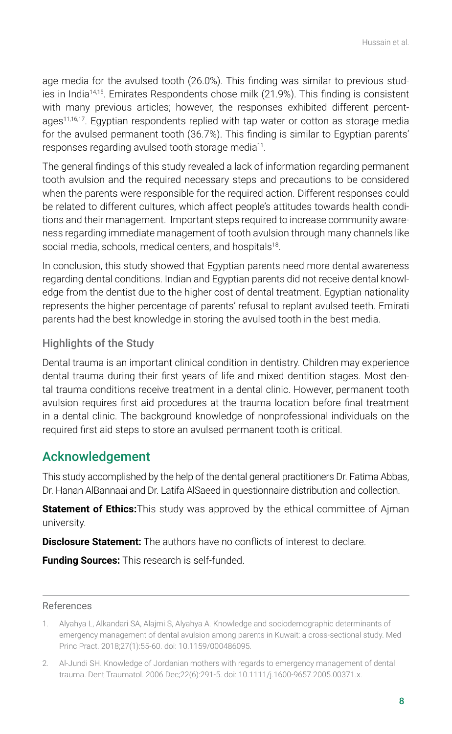age media for the avulsed tooth (26.0%). This finding was similar to previous studies in India[14,15]. Emirates Respondents chose milk (21.9%). This finding is consistent with many previous articles; however, the responses exhibited different percentages[11,16,17]. Egyptian respondents replied with tap water or cotton as storage media for the avulsed permanent tooth (36.7%). This finding is similar to Egyptian parents' responses regarding avulsed tooth storage media[11].

The general findings of this study revealed a lack of information regarding permanent tooth avulsion and the required necessary steps and precautions to be considered when the parents were responsible for the required action. Different responses could be related to different cultures, which affect people's attitudes towards health conditions and their management. Important steps required to increase community awareness regarding immediate management of tooth avulsion through many channels like social media, schools, medical centers, and hospitals[18].

In conclusion, this study showed that Egyptian parents need more dental awareness regarding dental conditions. Indian and Egyptian parents did not receive dental knowledge from the dentist due to the higher cost of dental treatment. Egyptian nationality represents the higher percentage of parents' refusal to replant avulsed teeth. Emirati parents had the best knowledge in storing the avulsed tooth in the best media.

### Highlights of the Study

Dental trauma is an important clinical condition in dentistry. Children may experience dental trauma during their first years of life and mixed dentition stages. Most dental trauma conditions receive treatment in a dental clinic. However, permanent tooth avulsion requires first aid procedures at the trauma location before final treatment in a dental clinic. The background knowledge of nonprofessional individuals on the required first aid steps to store an avulsed permanent tooth is critical.

## Acknowledgement

This study accomplished by the help of the dental general practitioners Dr. Fatima Abbas, Dr. Hanan AlBannaai and Dr. Latifa AlSaeed in questionnaire distribution and collection.

**Statement of Ethics:** This study was approved by the ethical committee of Ajman university.

**Disclosure Statement:** The authors have no conflicts of interest to declare.

**Funding Sources:** This research is self-funded.

### References

1. Alyahya L, Alkandari SA, Alajmi S, Alyahya A. Knowledge and sociodemographic determinants of emergency management of dental avulsion among parents in Kuwait: a cross-sectional study. Med Princ Pract. 2018;27(1):55-60. doi: 10.1159/000486095.
2. Al-Jundi SH. Knowledge of Jordanian mothers with regards to emergency management of dental trauma. Dent Traumatol. 2006 Dec;22(6):291-5. doi: 10.1111/j.1600-9657.2005.00371.x.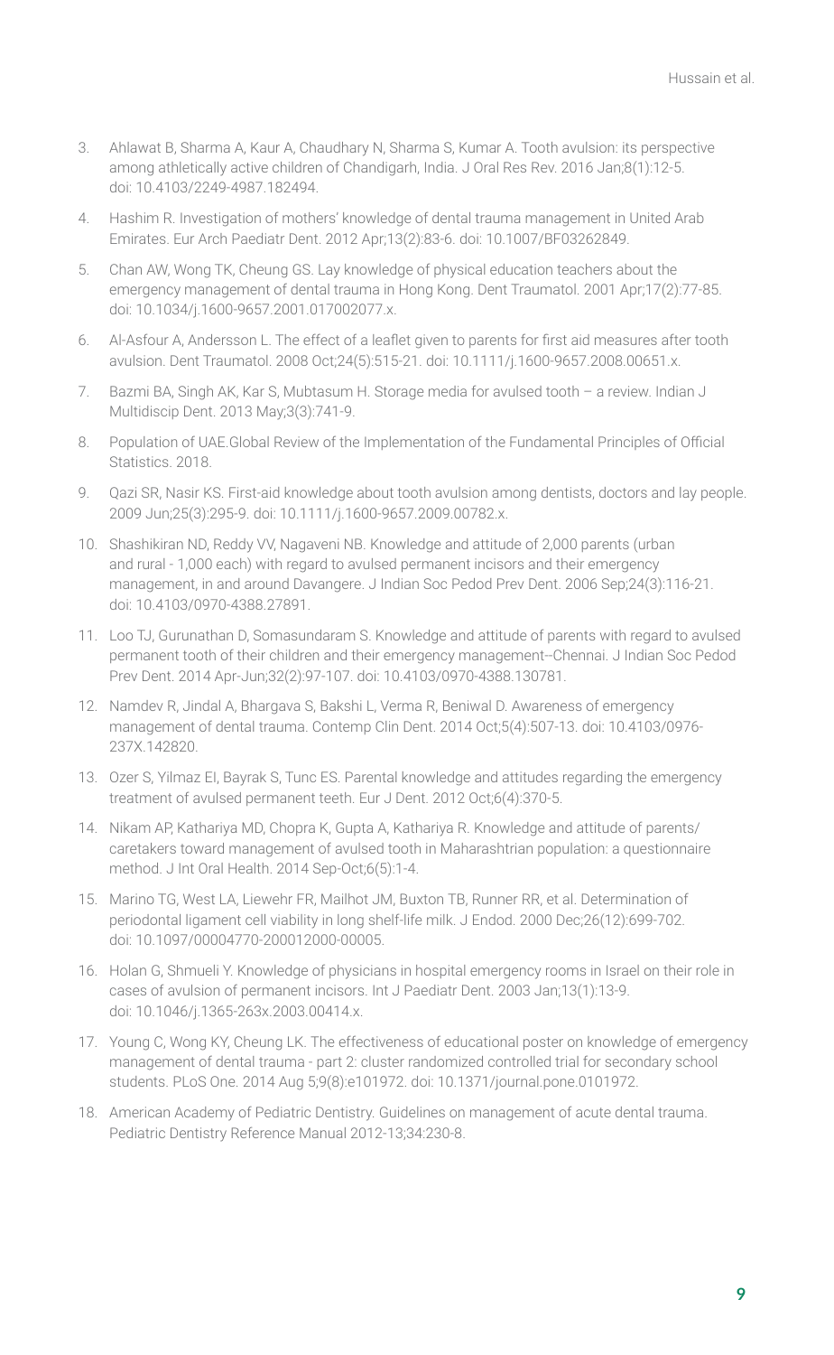3. Ahlawat B, Sharma A, Kaur A, Chaudhary N, Sharma S, Kumar A. Tooth avulsion: its perspective among athletically active children of Chandigarh, India. J Oral Res Rev. 2016 Jan;8(1):12-5. doi: 10.4103/2249-4987.182494.
4. Hashim R. Investigation of mothers' knowledge of dental trauma management in United Arab Emirates. Eur Arch Paediatr Dent. 2012 Apr;13(2):83-6. doi: 10.1007/BF03262849.
5. Chan AW, Wong TK, Cheung GS. Lay knowledge of physical education teachers about the emergency management of dental trauma in Hong Kong. Dent Traumatol. 2001 Apr;17(2):77-85. doi: 10.1034/j.1600-9657.2001.017002077.x.
6. Al-Asfour A, Andersson L. The effect of a leaflet given to parents for first aid measures after tooth avulsion. Dent Traumatol. 2008 Oct;24(5):515-21. doi: 10.1111/j.1600-9657.2008.00651.x.
7. Bazmi BA, Singh AK, Kar S, Mubtasum H. Storage media for avulsed tooth – a review. Indian J Multidiscip Dent. 2013 May;3(3):741-9.
8. Population of UAE.Global Review of the Implementation of the Fundamental Principles of Official Statistics. 2018.
9. Qazi SR, Nasir KS. First-aid knowledge about tooth avulsion among dentists, doctors and lay people. 2009 Jun;25(3):295-9. doi: 10.1111/j.1600-9657.2009.00782.x.
10. Shashikiran ND, Reddy VV, Nagaveni NB. Knowledge and attitude of 2,000 parents (urban and rural - 1,000 each) with regard to avulsed permanent incisors and their emergency management, in and around Davangere. J Indian Soc Pedod Prev Dent. 2006 Sep;24(3):116-21. doi: 10.4103/0970-4388.27891.
11. Loo TJ, Gurunathan D, Somasundaram S. Knowledge and attitude of parents with regard to avulsed permanent tooth of their children and their emergency management--Chennai. J Indian Soc Pedod Prev Dent. 2014 Apr-Jun;32(2):97-107. doi: 10.4103/0970-4388.130781.
12. Namdev R, Jindal A, Bhargava S, Bakshi L, Verma R, Beniwal D. Awareness of emergency management of dental trauma. Contemp Clin Dent. 2014 Oct;5(4):507-13. doi: 10.4103/0976-237X.142820.
13. Ozer S, Yilmaz EI, Bayrak S, Tunc ES. Parental knowledge and attitudes regarding the emergency treatment of avulsed permanent teeth. Eur J Dent. 2012 Oct;6(4):370-5.
14. Nikam AP, Kathariya MD, Chopra K, Gupta A, Kathariya R. Knowledge and attitude of parents/caretakers toward management of avulsed tooth in Maharashtrian population: a questionnaire method. J Int Oral Health. 2014 Sep-Oct;6(5):1-4.
15. Marino TG, West LA, Liewehr FR, Mailhot JM, Buxton TB, Runner RR, et al. Determination of periodontal ligament cell viability in long shelf-life milk. J Endod. 2000 Dec;26(12):699-702. doi: 10.1097/00004770-200012000-00005.
16. Holan G, Shmueli Y. Knowledge of physicians in hospital emergency rooms in Israel on their role in cases of avulsion of permanent incisors. Int J Paediatr Dent. 2003 Jan;13(1):13-9. doi: 10.1046/j.1365-263x.2003.00414.x.
17. Young C, Wong KY, Cheung LK. The effectiveness of educational poster on knowledge of emergency management of dental trauma - part 2: cluster randomized controlled trial for secondary school students. PLoS One. 2014 Aug 5;9(8):e101972. doi: 10.1371/journal.pone.0101972.
18. American Academy of Pediatric Dentistry. Guidelines on management of acute dental trauma. Pediatric Dentistry Reference Manual 2012-13;34:230-8.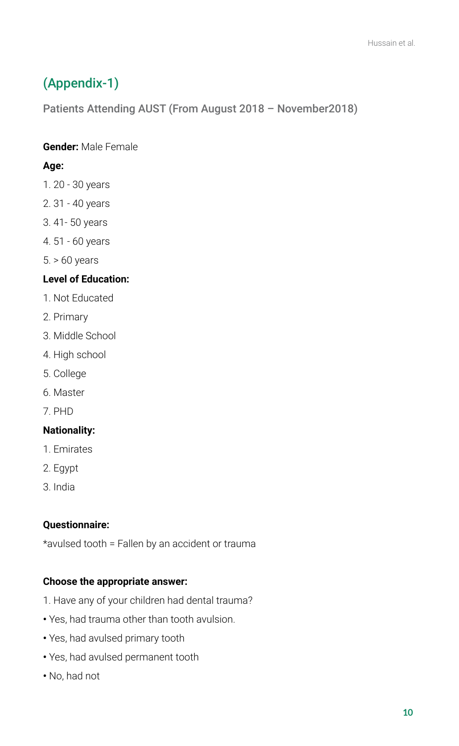## (Appendix-1)

### Patients Attending AUST (From August 2018 – November2018)

**Gender:** Male Female

**Age:**

1. 20 - 30 years
2. 31 - 40 years
3. 41- 50 years
4. 51 - 60 years
5. > 60 years

**Level of Education:**

1. Not Educated
2. Primary
3. Middle School
4. High school
5. College
6. Master
7. PHD

**Nationality:**

1. Emirates
2. Egypt
3. India

**Questionnaire:**

*avulsed tooth = Fallen by an accident or trauma

**Choose the appropriate answer:**

1. Have any of your children had dental trauma?

- Yes, had trauma other than tooth avulsion.
- Yes, had avulsed primary tooth
- Yes, had avulsed permanent tooth
- No, had not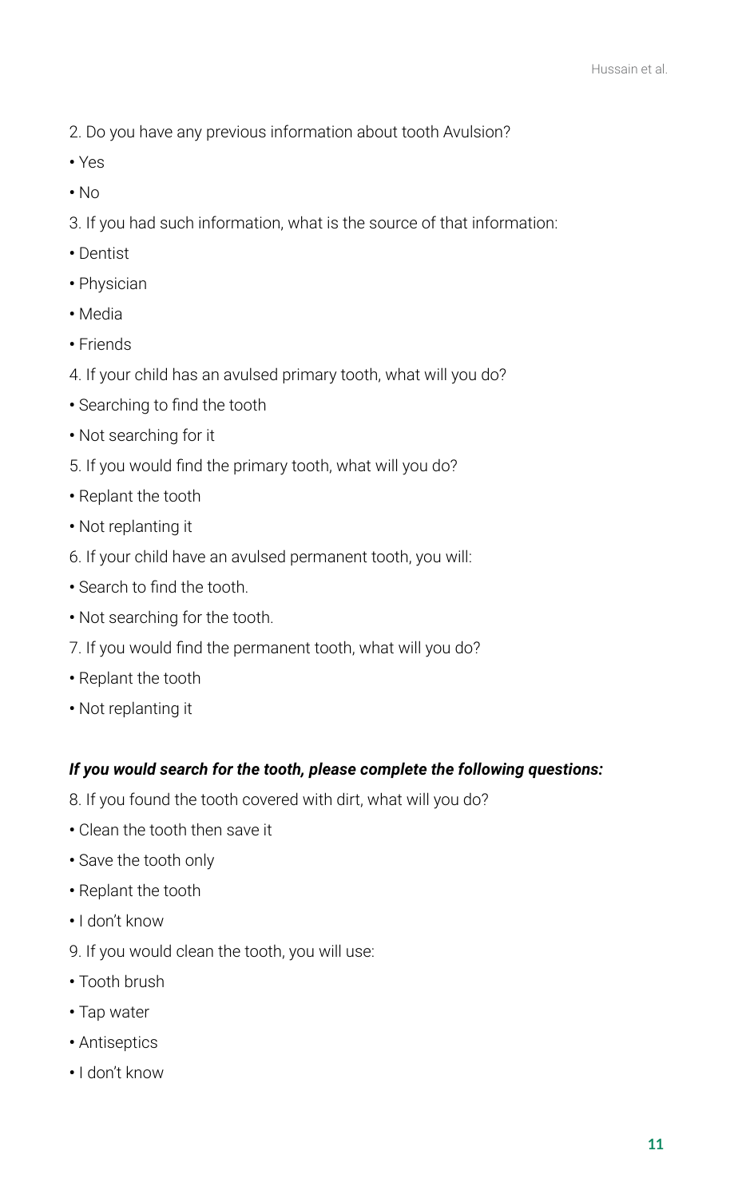2. Do you have any previous information about tooth Avulsion?

- Yes
- No

3. If you had such information, what is the source of that information:

- Dentist
- Physician
- Media
- Friends

4. If your child has an avulsed primary tooth, what will you do?

- Searching to find the tooth
- Not searching for it

5. If you would find the primary tooth, what will you do?

- Replant the tooth
- Not replanting it

6. If your child have an avulsed permanent tooth, you will:

- Search to find the tooth.
- Not searching for the tooth.

7. If you would find the permanent tooth, what will you do?

- Replant the tooth
- Not replanting it

***If you would search for the tooth, please complete the following questions:***

8. If you found the tooth covered with dirt, what will you do?

- Clean the tooth then save it
- Save the tooth only
- Replant the tooth
- I don't know

9. If you would clean the tooth, you will use:

- Tooth brush
- Tap water
- Antiseptics
- I don't know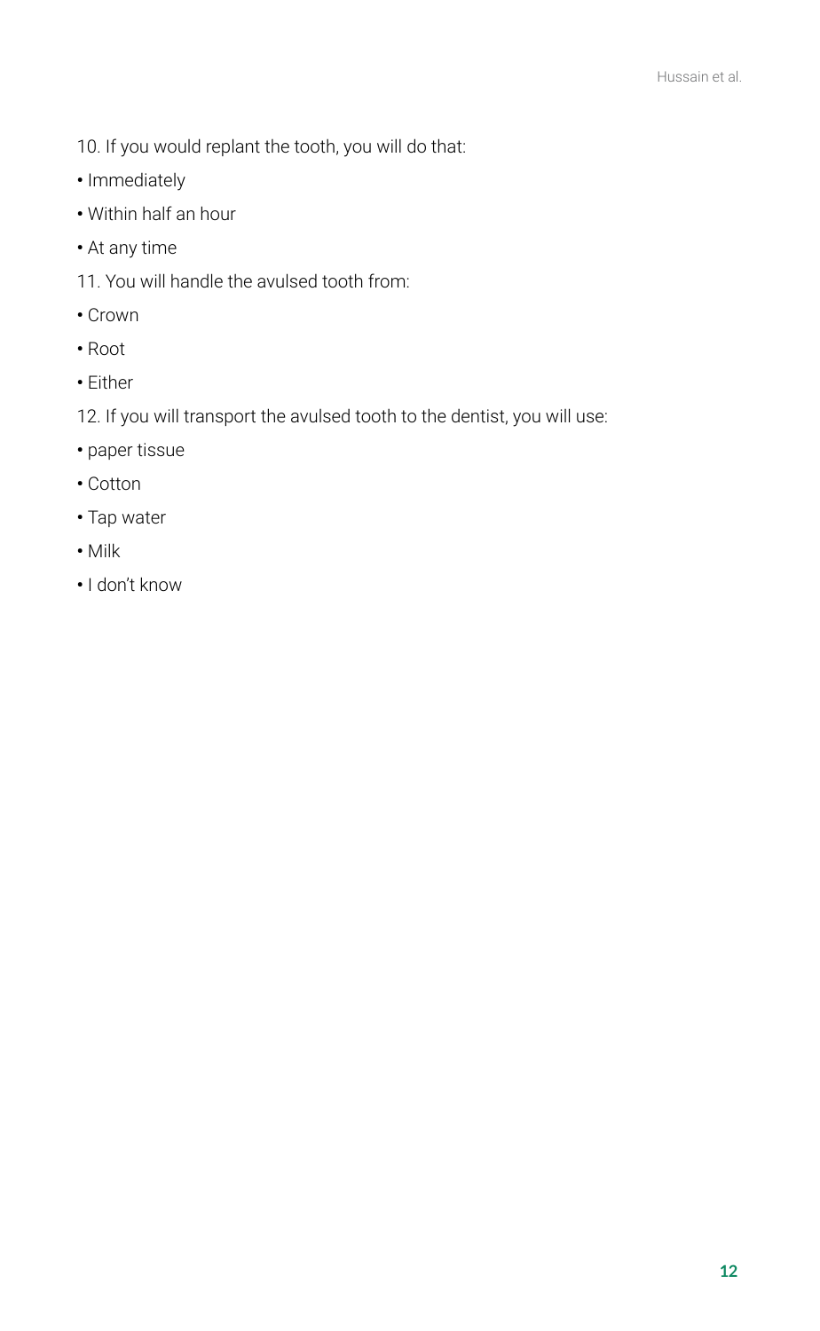10. If you would replant the tooth, you will do that:

- Immediately
- Within half an hour
- At any time

11. You will handle the avulsed tooth from:

- Crown
- Root
- Either

12. If you will transport the avulsed tooth to the dentist, you will use:

- paper tissue
- Cotton
- Tap water
- Milk
- I don't know